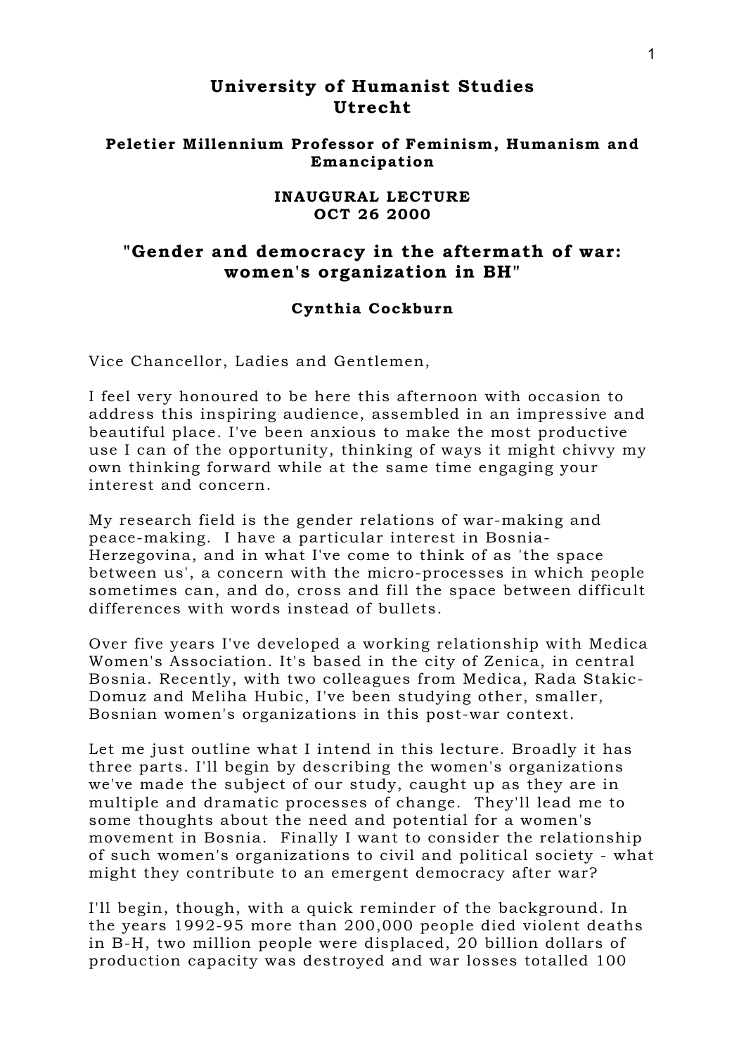# University of Humanist Studies Utrecht

### Peletier Millennium Professor of Feminism, Humanism and Emancipation

### INAUGURAL LECTURE
### OCT 26 2000

## "Gender and democracy in the aftermath of war: women's organization in BH"

### Cynthia Cockburn

Vice Chancellor, Ladies and Gentlemen,

I feel very honoured to be here this afternoon with occasion to address this inspiring audience, assembled in an impressive and beautiful place. I've been anxious to make the most productive use I can of the opportunity, thinking of ways it might chivvy my own thinking forward while at the same time engaging your interest and concern.

My research field is the gender relations of war-making and peace-making. I have a particular interest in Bosnia-Herzegovina, and in what I've come to think of as 'the space between us', a concern with the micro-processes in which people sometimes can, and do, cross and fill the space between difficult differences with words instead of bullets.

Over five years I've developed a working relationship with Medica Women's Association. It's based in the city of Zenica, in central Bosnia. Recently, with two colleagues from Medica, Rada Stakic-Domuz and Meliha Hubic, I've been studying other, smaller, Bosnian women's organizations in this post-war context.

Let me just outline what I intend in this lecture. Broadly it has three parts. I'll begin by describing the women's organizations we've made the subject of our study, caught up as they are in multiple and dramatic processes of change. They'll lead me to some thoughts about the need and potential for a women's movement in Bosnia. Finally I want to consider the relationship of such women's organizations to civil and political society - what might they contribute to an emergent democracy after war?

I'll begin, though, with a quick reminder of the background. In the years 1992-95 more than 200,000 people died violent deaths in B-H, two million people were displaced, 20 billion dollars of production capacity was destroyed and war losses totalled 100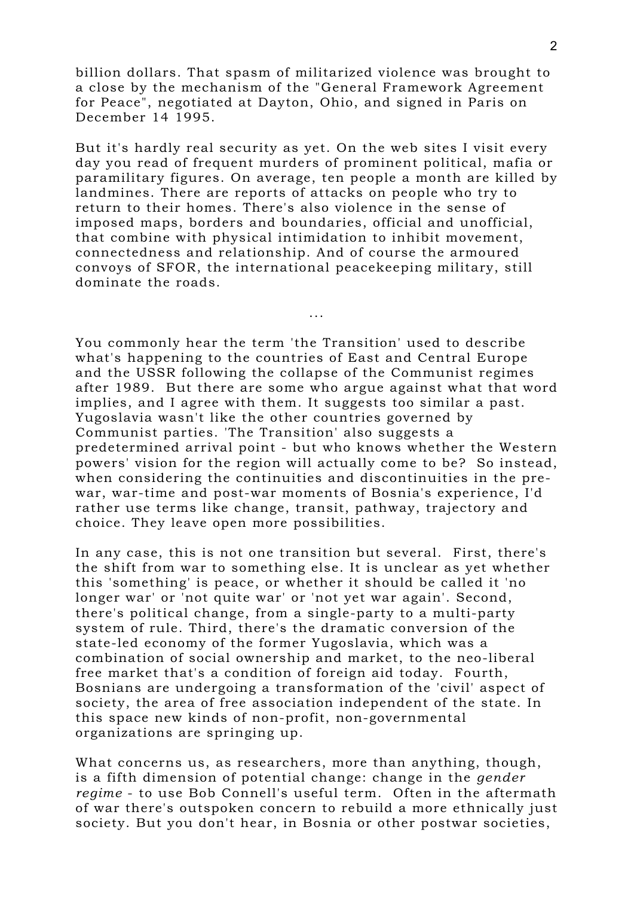billion dollars. That spasm of militarized violence was brought to a close by the mechanism of the "General Framework Agreement for Peace", negotiated at Dayton, Ohio, and signed in Paris on December 14 1995.

But it's hardly real security as yet. On the web sites I visit every day you read of frequent murders of prominent political, mafia or paramilitary figures. On average, ten people a month are killed by landmines. There are reports of attacks on people who try to return to their homes. There's also violence in the sense of imposed maps, borders and boundaries, official and unofficial, that combine with physical intimidation to inhibit movement, connectedness and relationship. And of course the armoured convoys of SFOR, the international peacekeeping military, still dominate the roads.

...

You commonly hear the term 'the Transition' used to describe what's happening to the countries of East and Central Europe and the USSR following the collapse of the Communist regimes after 1989. But there are some who argue against what that word implies, and I agree with them. It suggests too similar a past. Yugoslavia wasn't like the other countries governed by Communist parties. 'The Transition' also suggests a predetermined arrival point - but who knows whether the Western powers' vision for the region will actually come to be? So instead, when considering the continuities and discontinuities in the pre-war, war-time and post-war moments of Bosnia's experience, I'd rather use terms like change, transit, pathway, trajectory and choice. They leave open more possibilities.

In any case, this is not one transition but several. First, there's the shift from war to something else. It is unclear as yet whether this 'something' is peace, or whether it should be called it 'no longer war' or 'not quite war' or 'not yet war again'. Second, there's political change, from a single-party to a multi-party system of rule. Third, there's the dramatic conversion of the state-led economy of the former Yugoslavia, which was a combination of social ownership and market, to the neo-liberal free market that's a condition of foreign aid today. Fourth, Bosnians are undergoing a transformation of the 'civil' aspect of society, the area of free association independent of the state. In this space new kinds of non-profit, non-governmental organizations are springing up.

What concerns us, as researchers, more than anything, though, is a fifth dimension of potential change: change in the *gender regime* - to use Bob Connell's useful term. Often in the aftermath of war there's outspoken concern to rebuild a more ethnically just society. But you don't hear, in Bosnia or other postwar societies,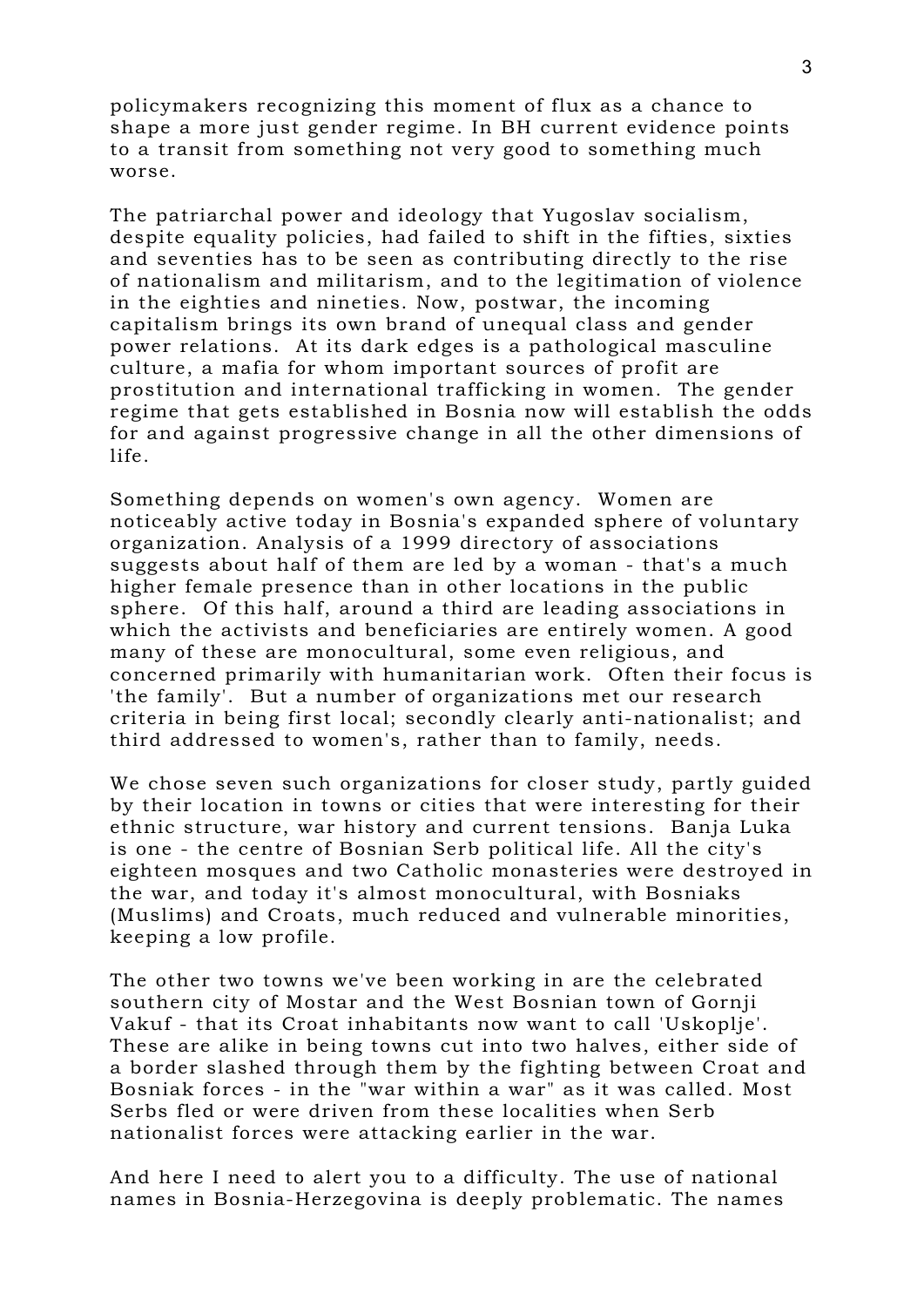policymakers recognizing this moment of flux as a chance to shape a more just gender regime. In BH current evidence points to a transit from something not very good to something much worse.

The patriarchal power and ideology that Yugoslav socialism, despite equality policies, had failed to shift in the fifties, sixties and seventies has to be seen as contributing directly to the rise of nationalism and militarism, and to the legitimation of violence in the eighties and nineties. Now, postwar, the incoming capitalism brings its own brand of unequal class and gender power relations. At its dark edges is a pathological masculine culture, a mafia for whom important sources of profit are prostitution and international trafficking in women. The gender regime that gets established in Bosnia now will establish the odds for and against progressive change in all the other dimensions of life.

Something depends on women's own agency. Women are noticeably active today in Bosnia's expanded sphere of voluntary organization. Analysis of a 1999 directory of associations suggests about half of them are led by a woman - that's a much higher female presence than in other locations in the public sphere. Of this half, around a third are leading associations in which the activists and beneficiaries are entirely women. A good many of these are monocultural, some even religious, and concerned primarily with humanitarian work. Often their focus is 'the family'. But a number of organizations met our research criteria in being first local; secondly clearly anti-nationalist; and third addressed to women's, rather than to family, needs.

We chose seven such organizations for closer study, partly guided by their location in towns or cities that were interesting for their ethnic structure, war history and current tensions. Banja Luka is one - the centre of Bosnian Serb political life. All the city's eighteen mosques and two Catholic monasteries were destroyed in the war, and today it's almost monocultural, with Bosniaks (Muslims) and Croats, much reduced and vulnerable minorities, keeping a low profile.

The other two towns we've been working in are the celebrated southern city of Mostar and the West Bosnian town of Gornji Vakuf - that its Croat inhabitants now want to call 'Uskoplje'. These are alike in being towns cut into two halves, either side of a border slashed through them by the fighting between Croat and Bosniak forces - in the "war within a war" as it was called. Most Serbs fled or were driven from these localities when Serb nationalist forces were attacking earlier in the war.

And here I need to alert you to a difficulty. The use of national names in Bosnia-Herzegovina is deeply problematic. The names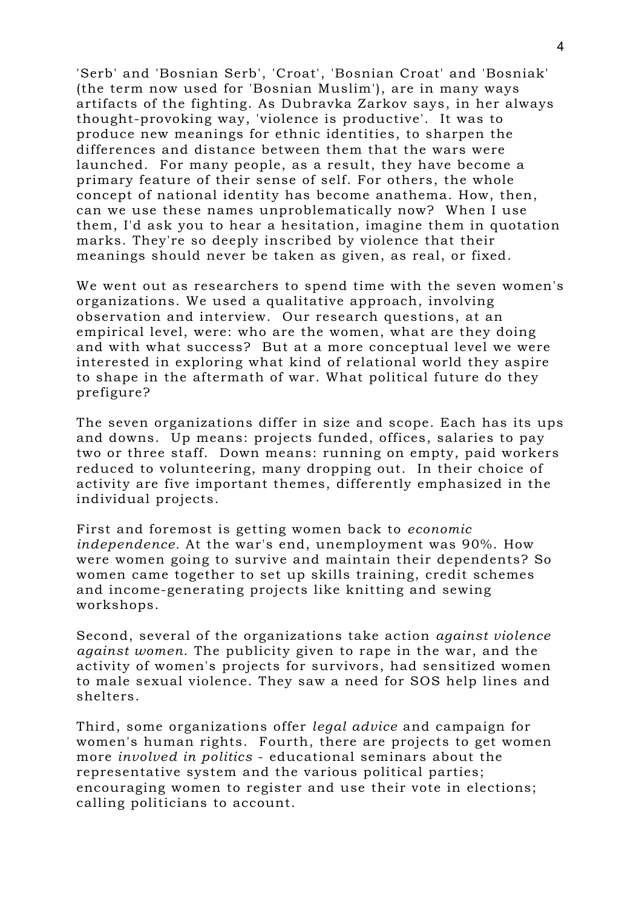'Serb' and 'Bosnian Serb', 'Croat', 'Bosnian Croat' and 'Bosniak' (the term now used for 'Bosnian Muslim'), are in many ways artifacts of the fighting. As Dubravka Zarkov says, in her always thought-provoking way, 'violence is productive'. It was to produce new meanings for ethnic identities, to sharpen the differences and distance between them that the wars were launched. For many people, as a result, they have become a primary feature of their sense of self. For others, the whole concept of national identity has become anathema. How, then, can we use these names unproblematically now? When I use them, I'd ask you to hear a hesitation, imagine them in quotation marks. They're so deeply inscribed by violence that their meanings should never be taken as given, as real, or fixed.

We went out as researchers to spend time with the seven women's organizations. We used a qualitative approach, involving observation and interview. Our research questions, at an empirical level, were: who are the women, what are they doing and with what success? But at a more conceptual level we were interested in exploring what kind of relational world they aspire to shape in the aftermath of war. What political future do they prefigure?

The seven organizations differ in size and scope. Each has its ups and downs. Up means: projects funded, offices, salaries to pay two or three staff. Down means: running on empty, paid workers reduced to volunteering, many dropping out. In their choice of activity are five important themes, differently emphasized in the individual projects.

First and foremost is getting women back to *economic independence.* At the war's end, unemployment was 90%. How were women going to survive and maintain their dependents? So women came together to set up skills training, credit schemes and income-generating projects like knitting and sewing workshops.

Second, several of the organizations take action *against violence against women.* The publicity given to rape in the war, and the activity of women's projects for survivors, had sensitized women to male sexual violence. They saw a need for SOS help lines and shelters.

Third, some organizations offer *legal advice* and campaign for women's human rights. Fourth, there are projects to get women more *involved in politics* - educational seminars about the representative system and the various political parties; encouraging women to register and use their vote in elections; calling politicians to account.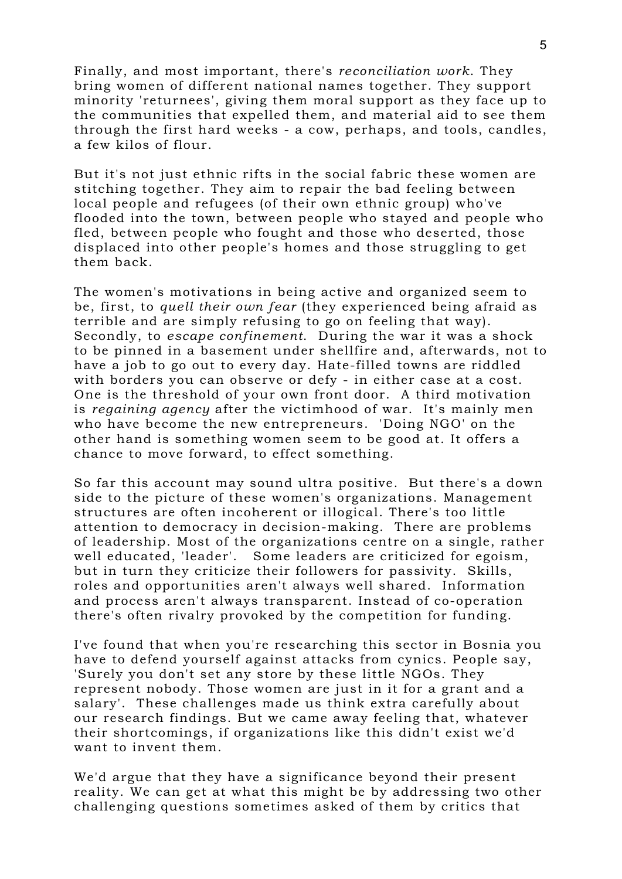Finally, and most important, there's *reconciliation work*. They bring women of different national names together. They support minority 'returnees', giving them moral support as they face up to the communities that expelled them, and material aid to see them through the first hard weeks - a cow, perhaps, and tools, candles, a few kilos of flour.

But it's not just ethnic rifts in the social fabric these women are stitching together. They aim to repair the bad feeling between local people and refugees (of their own ethnic group) who've flooded into the town, between people who stayed and people who fled, between people who fought and those who deserted, those displaced into other people's homes and those struggling to get them back.

The women's motivations in being active and organized seem to be, first, to *quell their own fear* (they experienced being afraid as terrible and are simply refusing to go on feeling that way). Secondly, to *escape confinement*. During the war it was a shock to be pinned in a basement under shellfire and, afterwards, not to have a job to go out to every day. Hate-filled towns are riddled with borders you can observe or defy - in either case at a cost. One is the threshold of your own front door. A third motivation is *regaining agency* after the victimhood of war. It's mainly men who have become the new entrepreneurs. 'Doing NGO' on the other hand is something women seem to be good at. It offers a chance to move forward, to effect something.

So far this account may sound ultra positive. But there's a down side to the picture of these women's organizations. Management structures are often incoherent or illogical. There's too little attention to democracy in decision-making. There are problems of leadership. Most of the organizations centre on a single, rather well educated, 'leader'. Some leaders are criticized for egoism, but in turn they criticize their followers for passivity. Skills, roles and opportunities aren't always well shared. Information and process aren't always transparent. Instead of co-operation there's often rivalry provoked by the competition for funding.

I've found that when you're researching this sector in Bosnia you have to defend yourself against attacks from cynics. People say, 'Surely you don't set any store by these little NGOs. They represent nobody. Those women are just in it for a grant and a salary'. These challenges made us think extra carefully about our research findings. But we came away feeling that, whatever their shortcomings, if organizations like this didn't exist we'd want to invent them.

We'd argue that they have a significance beyond their present reality. We can get at what this might be by addressing two other challenging questions sometimes asked of them by critics that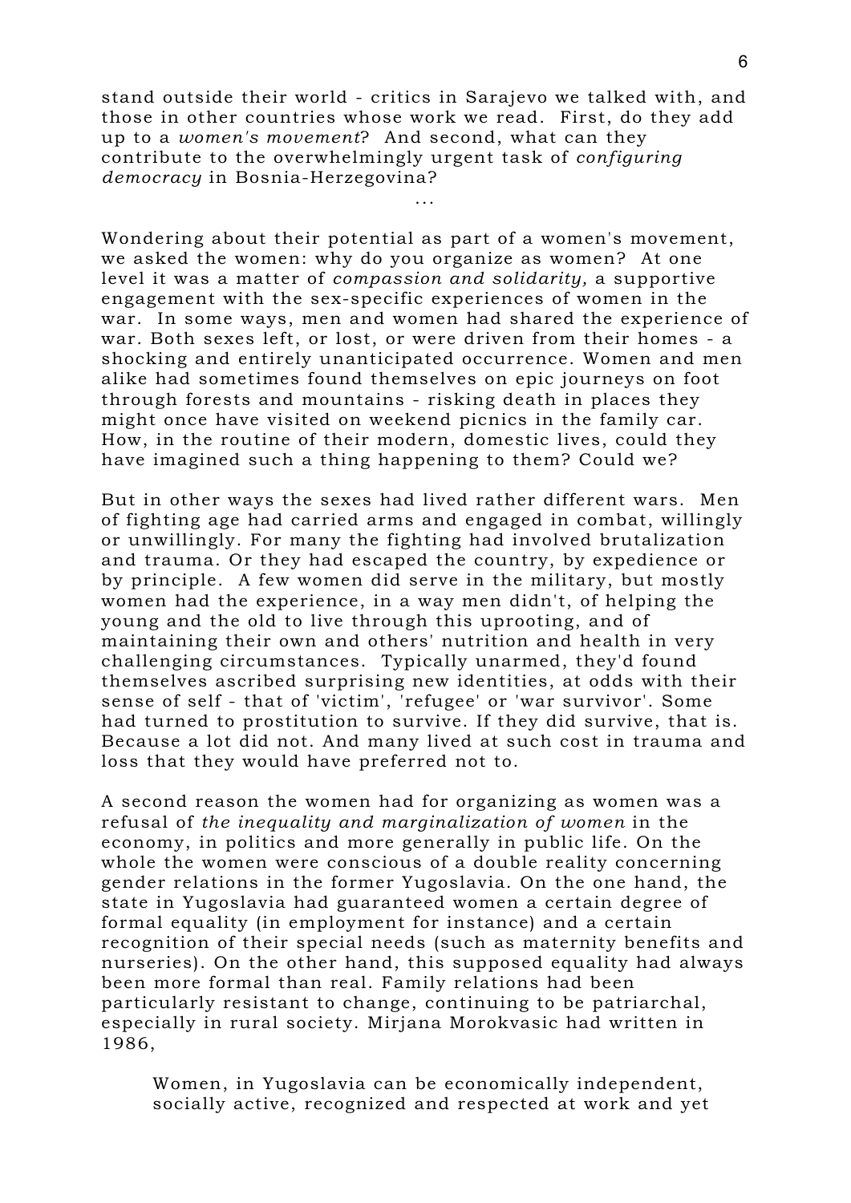stand outside their world - critics in Sarajevo we talked with, and those in other countries whose work we read. First, do they add up to a *women's movement*? And second, what can they contribute to the overwhelmingly urgent task of *configuring democracy* in Bosnia-Herzegovina?

...

Wondering about their potential as part of a women's movement, we asked the women: why do you organize as women? At one level it was a matter of *compassion and solidarity,* a supportive engagement with the sex-specific experiences of women in the war. In some ways, men and women had shared the experience of war. Both sexes left, or lost, or were driven from their homes - a shocking and entirely unanticipated occurrence. Women and men alike had sometimes found themselves on epic journeys on foot through forests and mountains - risking death in places they might once have visited on weekend picnics in the family car. How, in the routine of their modern, domestic lives, could they have imagined such a thing happening to them? Could we?

But in other ways the sexes had lived rather different wars. Men of fighting age had carried arms and engaged in combat, willingly or unwillingly. For many the fighting had involved brutalization and trauma. Or they had escaped the country, by expedience or by principle. A few women did serve in the military, but mostly women had the experience, in a way men didn't, of helping the young and the old to live through this uprooting, and of maintaining their own and others' nutrition and health in very challenging circumstances. Typically unarmed, they'd found themselves ascribed surprising new identities, at odds with their sense of self - that of 'victim', 'refugee' or 'war survivor'. Some had turned to prostitution to survive. If they did survive, that is. Because a lot did not. And many lived at such cost in trauma and loss that they would have preferred not to.

A second reason the women had for organizing as women was a refusal of *the inequality and marginalization of women* in the economy, in politics and more generally in public life. On the whole the women were conscious of a double reality concerning gender relations in the former Yugoslavia. On the one hand, the state in Yugoslavia had guaranteed women a certain degree of formal equality (in employment for instance) and a certain recognition of their special needs (such as maternity benefits and nurseries). On the other hand, this supposed equality had always been more formal than real. Family relations had been particularly resistant to change, continuing to be patriarchal, especially in rural society. Mirjana Morokvasic had written in 1986,

> Women, in Yugoslavia can be economically independent, socially active, recognized and respected at work and yet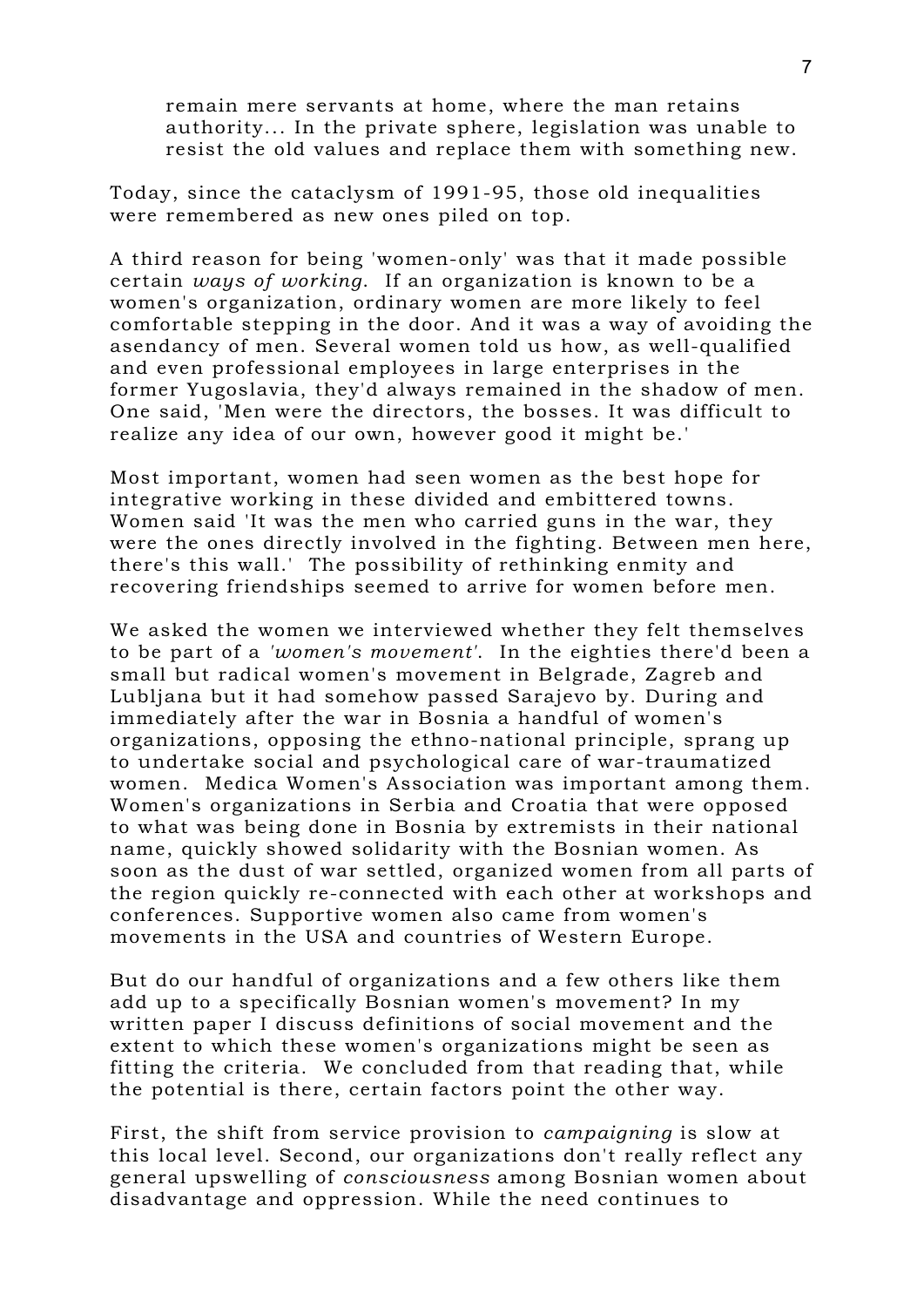> remain mere servants at home, where the man retains authority... In the private sphere, legislation was unable to resist the old values and replace them with something new.

Today, since the cataclysm of 1991-95, those old inequalities were remembered as new ones piled on top.

A third reason for being 'women-only' was that it made possible certain *ways of working.* If an organization is known to be a women's organization, ordinary women are more likely to feel comfortable stepping in the door. And it was a way of avoiding the asendancy of men. Several women told us how, as well-qualified and even professional employees in large enterprises in the former Yugoslavia, they'd always remained in the shadow of men. One said, 'Men were the directors, the bosses. It was difficult to realize any idea of our own, however good it might be.'

Most important, women had seen women as the best hope for integrative working in these divided and embittered towns. Women said 'It was the men who carried guns in the war, they were the ones directly involved in the fighting. Between men here, there's this wall.' The possibility of rethinking enmity and recovering friendships seemed to arrive for women before men.

We asked the women we interviewed whether they felt themselves to be part of a *'women's movement'.* In the eighties there'd been a small but radical women's movement in Belgrade, Zagreb and Lubljana but it had somehow passed Sarajevo by. During and immediately after the war in Bosnia a handful of women's organizations, opposing the ethno-national principle, sprang up to undertake social and psychological care of war-traumatized women. Medica Women's Association was important among them. Women's organizations in Serbia and Croatia that were opposed to what was being done in Bosnia by extremists in their national name, quickly showed solidarity with the Bosnian women. As soon as the dust of war settled, organized women from all parts of the region quickly re-connected with each other at workshops and conferences. Supportive women also came from women's movements in the USA and countries of Western Europe.

But do our handful of organizations and a few others like them add up to a specifically Bosnian women's movement? In my written paper I discuss definitions of social movement and the extent to which these women's organizations might be seen as fitting the criteria. We concluded from that reading that, while the potential is there, certain factors point the other way.

First, the shift from service provision to *campaigning* is slow at this local level. Second, our organizations don't really reflect any general upswelling of *consciousness* among Bosnian women about disadvantage and oppression. While the need continues to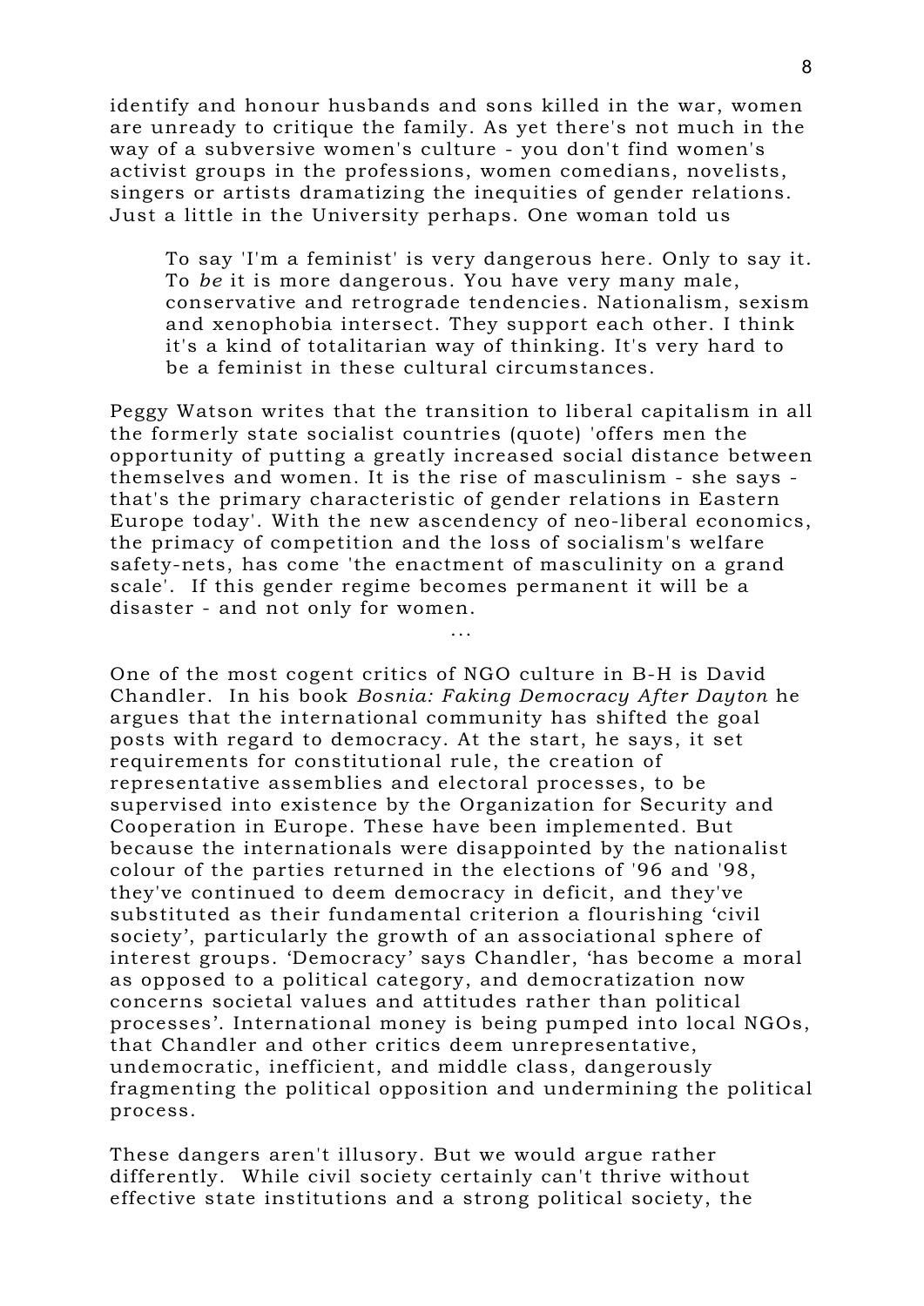identify and honour husbands and sons killed in the war, women are unready to critique the family. As yet there's not much in the way of a subversive women's culture - you don't find women's activist groups in the professions, women comedians, novelists, singers or artists dramatizing the inequities of gender relations. Just a little in the University perhaps. One woman told us

> To say 'I'm a feminist' is very dangerous here. Only to say it. To *be* it is more dangerous. You have very many male, conservative and retrograde tendencies. Nationalism, sexism and xenophobia intersect. They support each other. I think it's a kind of totalitarian way of thinking. It's very hard to be a feminist in these cultural circumstances.

Peggy Watson writes that the transition to liberal capitalism in all the formerly state socialist countries (quote) 'offers men the opportunity of putting a greatly increased social distance between themselves and women. It is the rise of masculinism - she says - that's the primary characteristic of gender relations in Eastern Europe today'. With the new ascendency of neo-liberal economics, the primacy of competition and the loss of socialism's welfare safety-nets, has come 'the enactment of masculinity on a grand scale'. If this gender regime becomes permanent it will be a disaster - and not only for women.

...

One of the most cogent critics of NGO culture in B-H is David Chandler. In his book *Bosnia: Faking Democracy After Dayton* he argues that the international community has shifted the goal posts with regard to democracy. At the start, he says, it set requirements for constitutional rule, the creation of representative assemblies and electoral processes, to be supervised into existence by the Organization for Security and Cooperation in Europe. These have been implemented. But because the internationals were disappointed by the nationalist colour of the parties returned in the elections of '96 and '98, they've continued to deem democracy in deficit, and they've substituted as their fundamental criterion a flourishing 'civil society', particularly the growth of an associational sphere of interest groups. 'Democracy' says Chandler, 'has become a moral as opposed to a political category, and democratization now concerns societal values and attitudes rather than political processes'. International money is being pumped into local NGOs, that Chandler and other critics deem unrepresentative, undemocratic, inefficient, and middle class, dangerously fragmenting the political opposition and undermining the political process.

These dangers aren't illusory. But we would argue rather differently. While civil society certainly can't thrive without effective state institutions and a strong political society, the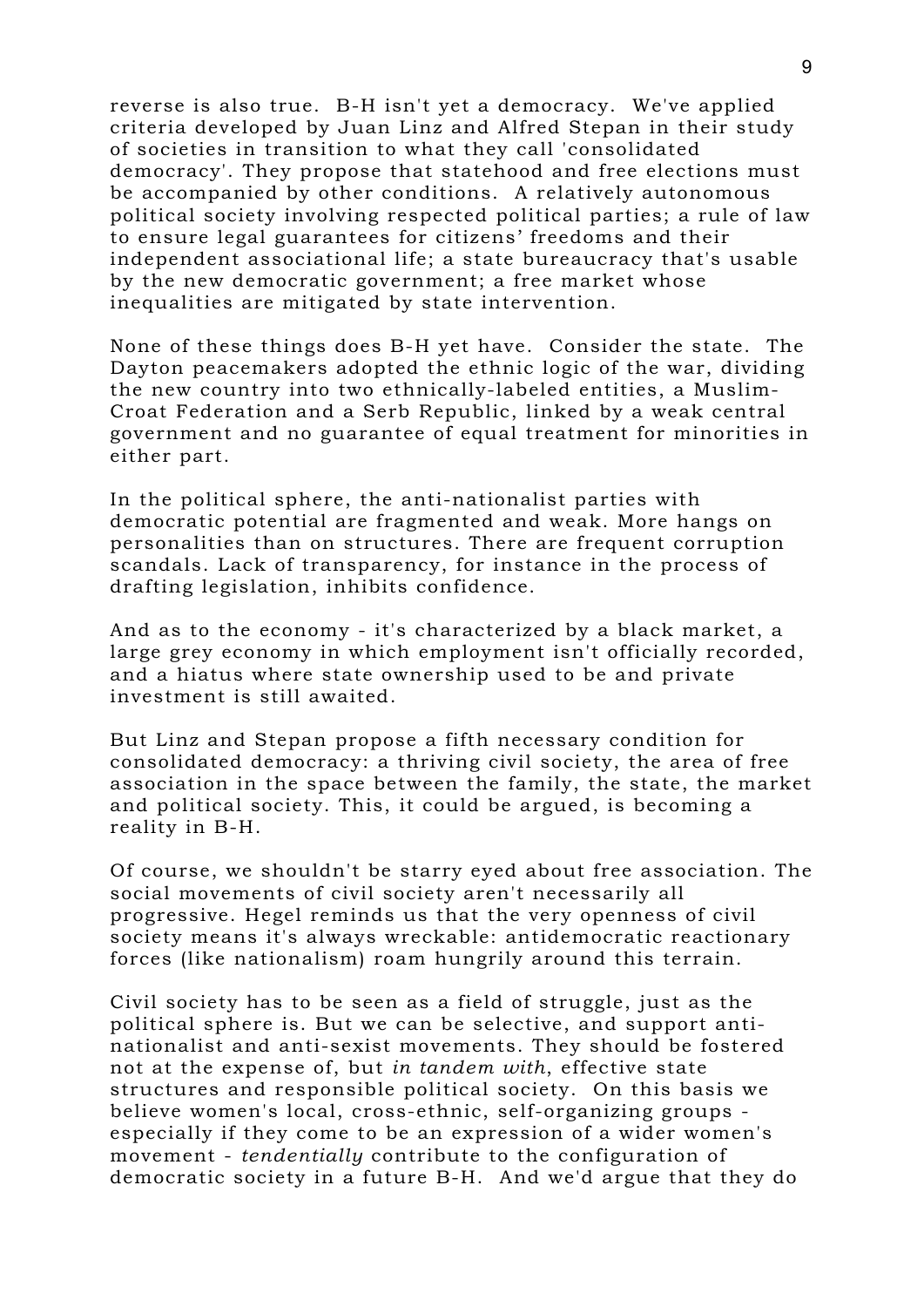reverse is also true. B-H isn't yet a democracy. We've applied criteria developed by Juan Linz and Alfred Stepan in their study of societies in transition to what they call 'consolidated democracy'. They propose that statehood and free elections must be accompanied by other conditions. A relatively autonomous political society involving respected political parties; a rule of law to ensure legal guarantees for citizens' freedoms and their independent associational life; a state bureaucracy that's usable by the new democratic government; a free market whose inequalities are mitigated by state intervention.

None of these things does B-H yet have. Consider the state. The Dayton peacemakers adopted the ethnic logic of the war, dividing the new country into two ethnically-labeled entities, a Muslim-Croat Federation and a Serb Republic, linked by a weak central government and no guarantee of equal treatment for minorities in either part.

In the political sphere, the anti-nationalist parties with democratic potential are fragmented and weak. More hangs on personalities than on structures. There are frequent corruption scandals. Lack of transparency, for instance in the process of drafting legislation, inhibits confidence.

And as to the economy - it's characterized by a black market, a large grey economy in which employment isn't officially recorded, and a hiatus where state ownership used to be and private investment is still awaited.

But Linz and Stepan propose a fifth necessary condition for consolidated democracy: a thriving civil society, the area of free association in the space between the family, the state, the market and political society. This, it could be argued, is becoming a reality in B-H.

Of course, we shouldn't be starry eyed about free association. The social movements of civil society aren't necessarily all progressive. Hegel reminds us that the very openness of civil society means it's always wreckable: antidemocratic reactionary forces (like nationalism) roam hungrily around this terrain.

Civil society has to be seen as a field of struggle, just as the political sphere is. But we can be selective, and support anti-nationalist and anti-sexist movements. They should be fostered not at the expense of, but *in tandem with*, effective state structures and responsible political society. On this basis we believe women's local, cross-ethnic, self-organizing groups - especially if they come to be an expression of a wider women's movement - *tendentially* contribute to the configuration of democratic society in a future B-H. And we'd argue that they do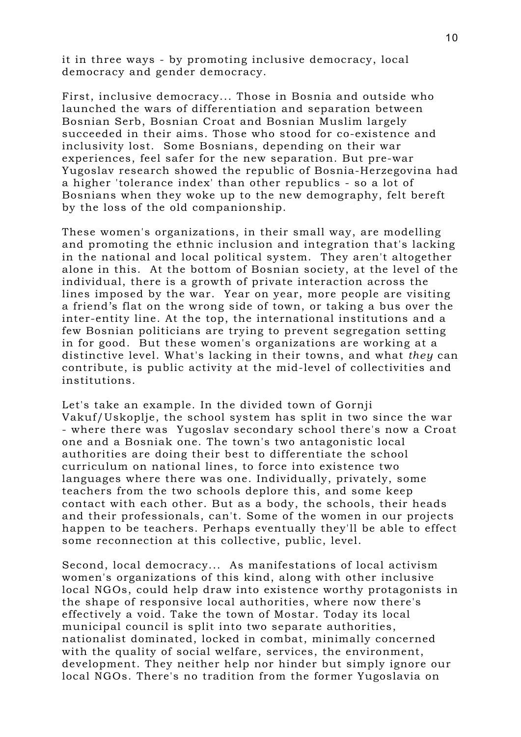it in three ways - by promoting inclusive democracy, local democracy and gender democracy.

First, inclusive democracy... Those in Bosnia and outside who launched the wars of differentiation and separation between Bosnian Serb, Bosnian Croat and Bosnian Muslim largely succeeded in their aims. Those who stood for co-existence and inclusivity lost. Some Bosnians, depending on their war experiences, feel safer for the new separation. But pre-war Yugoslav research showed the republic of Bosnia-Herzegovina had a higher 'tolerance index' than other republics - so a lot of Bosnians when they woke up to the new demography, felt bereft by the loss of the old companionship.

These women's organizations, in their small way, are modelling and promoting the ethnic inclusion and integration that's lacking in the national and local political system. They aren't altogether alone in this. At the bottom of Bosnian society, at the level of the individual, there is a growth of private interaction across the lines imposed by the war. Year on year, more people are visiting a friend's flat on the wrong side of town, or taking a bus over the inter-entity line. At the top, the international institutions and a few Bosnian politicians are trying to prevent segregation setting in for good. But these women's organizations are working at a distinctive level. What's lacking in their towns, and what *they* can contribute, is public activity at the mid-level of collectivities and institutions.

Let's take an example. In the divided town of Gornji Vakuf/Uskoplje, the school system has split in two since the war - where there was Yugoslav secondary school there's now a Croat one and a Bosniak one. The town's two antagonistic local authorities are doing their best to differentiate the school curriculum on national lines, to force into existence two languages where there was one. Individually, privately, some teachers from the two schools deplore this, and some keep contact with each other. But as a body, the schools, their heads and their professionals, can't. Some of the women in our projects happen to be teachers. Perhaps eventually they'll be able to effect some reconnection at this collective, public, level.

Second, local democracy... As manifestations of local activism women's organizations of this kind, along with other inclusive local NGOs, could help draw into existence worthy protagonists in the shape of responsive local authorities, where now there's effectively a void. Take the town of Mostar. Today its local municipal council is split into two separate authorities, nationalist dominated, locked in combat, minimally concerned with the quality of social welfare, services, the environment, development. They neither help nor hinder but simply ignore our local NGOs. There's no tradition from the former Yugoslavia on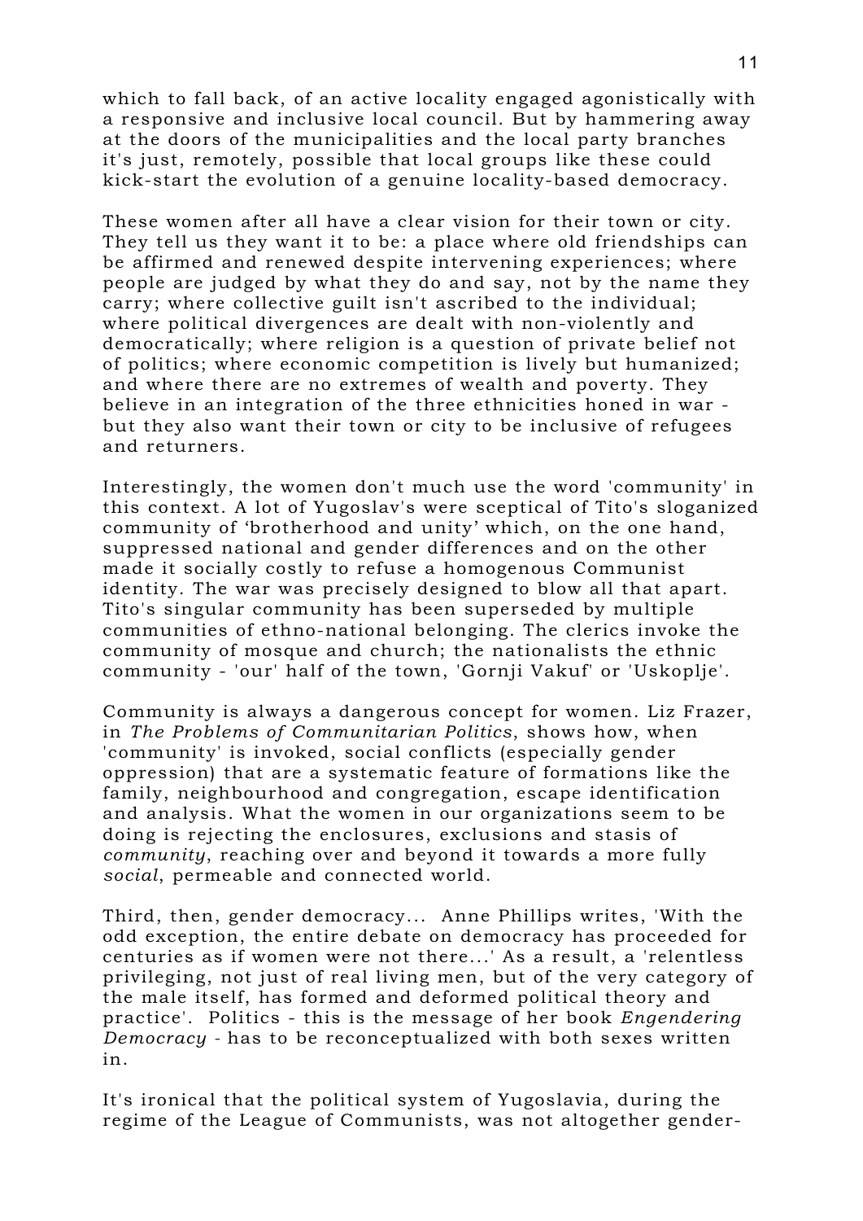which to fall back, of an active locality engaged agonistically with a responsive and inclusive local council. But by hammering away at the doors of the municipalities and the local party branches it's just, remotely, possible that local groups like these could kick-start the evolution of a genuine locality-based democracy.

These women after all have a clear vision for their town or city. They tell us they want it to be: a place where old friendships can be affirmed and renewed despite intervening experiences; where people are judged by what they do and say, not by the name they carry; where collective guilt isn't ascribed to the individual; where political divergences are dealt with non-violently and democratically; where religion is a question of private belief not of politics; where economic competition is lively but humanized; and where there are no extremes of wealth and poverty. They believe in an integration of the three ethnicities honed in war - but they also want their town or city to be inclusive of refugees and returners.

Interestingly, the women don't much use the word 'community' in this context. A lot of Yugoslav's were sceptical of Tito's sloganized community of 'brotherhood and unity' which, on the one hand, suppressed national and gender differences and on the other made it socially costly to refuse a homogenous Communist identity. The war was precisely designed to blow all that apart. Tito's singular community has been superseded by multiple communities of ethno-national belonging. The clerics invoke the community of mosque and church; the nationalists the ethnic community - 'our' half of the town, 'Gornji Vakuf' or 'Uskoplje'.

Community is always a dangerous concept for women. Liz Frazer, in *The Problems of Communitarian Politics*, shows how, when 'community' is invoked, social conflicts (especially gender oppression) that are a systematic feature of formations like the family, neighbourhood and congregation, escape identification and analysis. What the women in our organizations seem to be doing is rejecting the enclosures, exclusions and stasis of *community*, reaching over and beyond it towards a more fully *social*, permeable and connected world.

Third, then, gender democracy... Anne Phillips writes, 'With the odd exception, the entire debate on democracy has proceeded for centuries as if women were not there...' As a result, a 'relentless privileging, not just of real living men, but of the very category of the male itself, has formed and deformed political theory and practice'. Politics - this is the message of her book *Engendering Democracy* - has to be reconceptualized with both sexes written in.

It's ironical that the political system of Yugoslavia, during the regime of the League of Communists, was not altogether gender-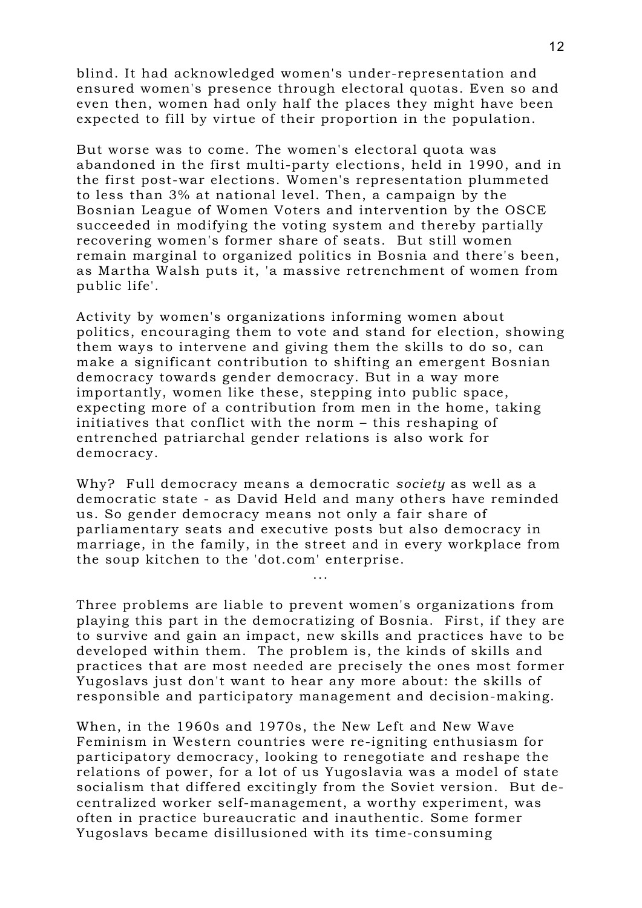blind. It had acknowledged women's under-representation and ensured women's presence through electoral quotas. Even so and even then, women had only half the places they might have been expected to fill by virtue of their proportion in the population.

But worse was to come. The women's electoral quota was abandoned in the first multi-party elections, held in 1990, and in the first post-war elections. Women's representation plummeted to less than 3% at national level. Then, a campaign by the Bosnian League of Women Voters and intervention by the OSCE succeeded in modifying the voting system and thereby partially recovering women's former share of seats. But still women remain marginal to organized politics in Bosnia and there's been, as Martha Walsh puts it, 'a massive retrenchment of women from public life'.

Activity by women's organizations informing women about politics, encouraging them to vote and stand for election, showing them ways to intervene and giving them the skills to do so, can make a significant contribution to shifting an emergent Bosnian democracy towards gender democracy. But in a way more importantly, women like these, stepping into public space, expecting more of a contribution from men in the home, taking initiatives that conflict with the norm – this reshaping of entrenched patriarchal gender relations is also work for democracy.

Why? Full democracy means a democratic *society* as well as a democratic state - as David Held and many others have reminded us. So gender democracy means not only a fair share of parliamentary seats and executive posts but also democracy in marriage, in the family, in the street and in every workplace from the soup kitchen to the 'dot.com' enterprise.

...

Three problems are liable to prevent women's organizations from playing this part in the democratizing of Bosnia. First, if they are to survive and gain an impact, new skills and practices have to be developed within them. The problem is, the kinds of skills and practices that are most needed are precisely the ones most former Yugoslavs just don't want to hear any more about: the skills of responsible and participatory management and decision-making.

When, in the 1960s and 1970s, the New Left and New Wave Feminism in Western countries were re-igniting enthusiasm for participatory democracy, looking to renegotiate and reshape the relations of power, for a lot of us Yugoslavia was a model of state socialism that differed excitingly from the Soviet version. But de-centralized worker self-management, a worthy experiment, was often in practice bureaucratic and inauthentic. Some former Yugoslavs became disillusioned with its time-consuming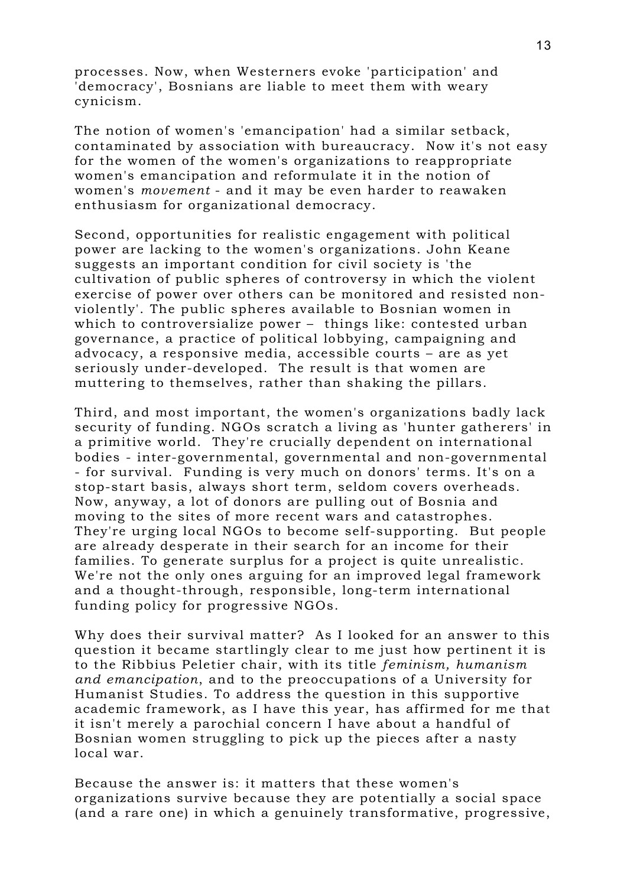processes. Now, when Westerners evoke 'participation' and 'democracy', Bosnians are liable to meet them with weary cynicism.

The notion of women's 'emancipation' had a similar setback, contaminated by association with bureaucracy. Now it's not easy for the women of the women's organizations to reappropriate women's emancipation and reformulate it in the notion of women's *movement* - and it may be even harder to reawaken enthusiasm for organizational democracy.

Second, opportunities for realistic engagement with political power are lacking to the women's organizations. John Keane suggests an important condition for civil society is 'the cultivation of public spheres of controversy in which the violent exercise of power over others can be monitored and resisted non-violently'. The public spheres available to Bosnian women in which to controversialize power – things like: contested urban governance, a practice of political lobbying, campaigning and advocacy, a responsive media, accessible courts – are as yet seriously under-developed. The result is that women are muttering to themselves, rather than shaking the pillars.

Third, and most important, the women's organizations badly lack security of funding. NGOs scratch a living as 'hunter gatherers' in a primitive world. They're crucially dependent on international bodies - inter-governmental, governmental and non-governmental - for survival. Funding is very much on donors' terms. It's on a stop-start basis, always short term, seldom covers overheads. Now, anyway, a lot of donors are pulling out of Bosnia and moving to the sites of more recent wars and catastrophes. They're urging local NGOs to become self-supporting. But people are already desperate in their search for an income for their families. To generate surplus for a project is quite unrealistic. We're not the only ones arguing for an improved legal framework and a thought-through, responsible, long-term international funding policy for progressive NGOs.

Why does their survival matter? As I looked for an answer to this question it became startlingly clear to me just how pertinent it is to the Ribbius Peletier chair, with its title *feminism, humanism and emancipation*, and to the preoccupations of a University for Humanist Studies. To address the question in this supportive academic framework, as I have this year, has affirmed for me that it isn't merely a parochial concern I have about a handful of Bosnian women struggling to pick up the pieces after a nasty local war.

Because the answer is: it matters that these women's organizations survive because they are potentially a social space (and a rare one) in which a genuinely transformative, progressive,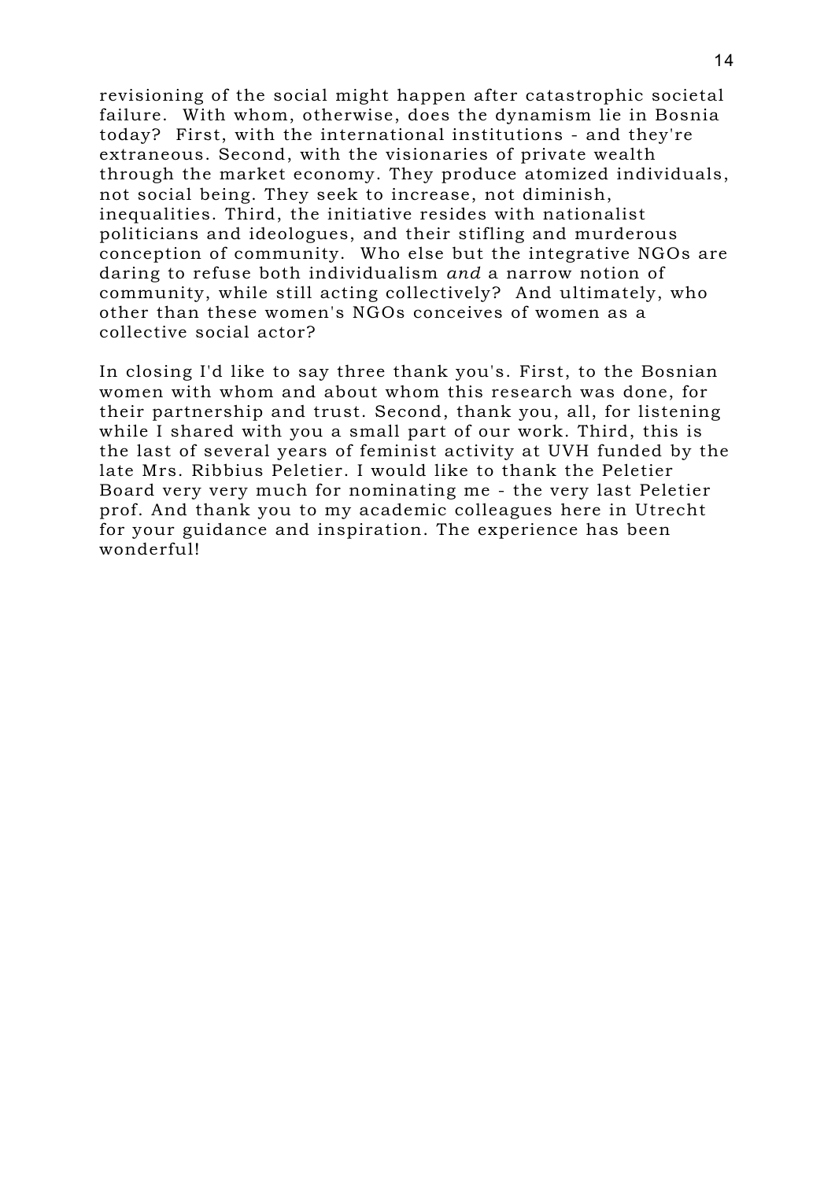revisioning of the social might happen after catastrophic societal failure. With whom, otherwise, does the dynamism lie in Bosnia today? First, with the international institutions - and they're extraneous. Second, with the visionaries of private wealth through the market economy. They produce atomized individuals, not social being. They seek to increase, not diminish, inequalities. Third, the initiative resides with nationalist politicians and ideologues, and their stifling and murderous conception of community. Who else but the integrative NGOs are daring to refuse both individualism *and* a narrow notion of community, while still acting collectively? And ultimately, who other than these women's NGOs conceives of women as a collective social actor?

In closing I'd like to say three thank you's. First, to the Bosnian women with whom and about whom this research was done, for their partnership and trust. Second, thank you, all, for listening while I shared with you a small part of our work. Third, this is the last of several years of feminist activity at UVH funded by the late Mrs. Ribbius Peletier. I would like to thank the Peletier Board very very much for nominating me - the very last Peletier prof. And thank you to my academic colleagues here in Utrecht for your guidance and inspiration. The experience has been wonderful!